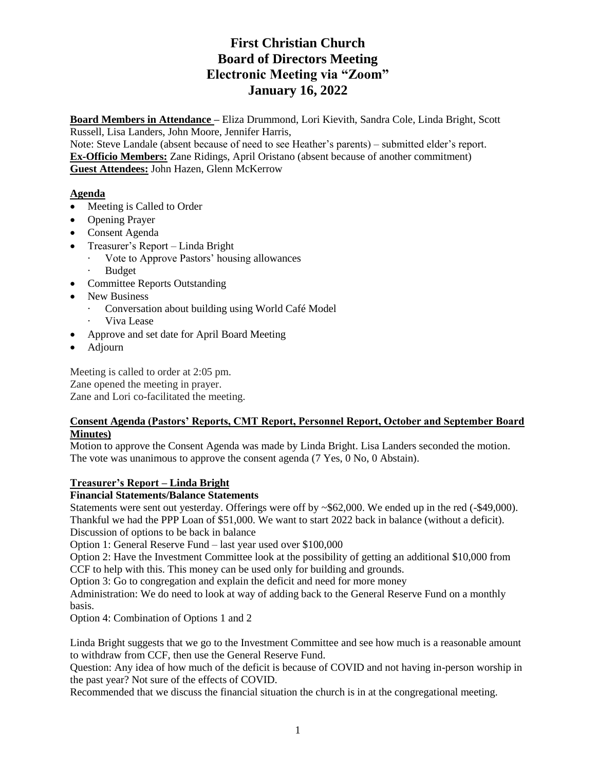# First Christian Church
# Board of Directors Meeting
# Electronic Meeting via "Zoom"
# January 16, 2022

**Board Members in Attendance** – Eliza Drummond, Lori Kievith, Sandra Cole, Linda Bright, Scott Russell, Lisa Landers, John Moore, Jennifer Harris,
Note: Steve Landale (absent because of need to see Heather's parents) – submitted elder's report.
**Ex-Officio Members:** Zane Ridings, April Oristano (absent because of another commitment)
**Guest Attendees:** John Hazen, Glenn McKerrow

## Agenda

- Meeting is Called to Order
- Opening Prayer
- Consent Agenda
- Treasurer's Report – Linda Bright
  - Vote to Approve Pastors' housing allowances
  - Budget
- Committee Reports Outstanding
- New Business
  - Conversation about building using World Café Model
  - Viva Lease
- Approve and set date for April Board Meeting
- Adjourn

Meeting is called to order at 2:05 pm.
Zane opened the meeting in prayer.
Zane and Lori co-facilitated the meeting.

### Consent Agenda (Pastors' Reports, CMT Report, Personnel Report, October and September Board Minutes)

Motion to approve the Consent Agenda was made by Linda Bright. Lisa Landers seconded the motion. The vote was unanimous to approve the consent agenda (7 Yes, 0 No, 0 Abstain).

### Treasurer's Report – Linda Bright

**Financial Statements/Balance Statements**

Statements were sent out yesterday. Offerings were off by ~$62,000. We ended up in the red (-$49,000). Thankful we had the PPP Loan of $51,000. We want to start 2022 back in balance (without a deficit).
Discussion of options to be back in balance
Option 1: General Reserve Fund – last year used over $100,000
Option 2: Have the Investment Committee look at the possibility of getting an additional $10,000 from CCF to help with this. This money can be used only for building and grounds.
Option 3: Go to congregation and explain the deficit and need for more money
Administration: We do need to look at way of adding back to the General Reserve Fund on a monthly basis.
Option 4: Combination of Options 1 and 2

Linda Bright suggests that we go to the Investment Committee and see how much is a reasonable amount to withdraw from CCF, then use the General Reserve Fund.
Question: Any idea of how much of the deficit is because of COVID and not having in-person worship in the past year? Not sure of the effects of COVID.
Recommended that we discuss the financial situation the church is in at the congregational meeting.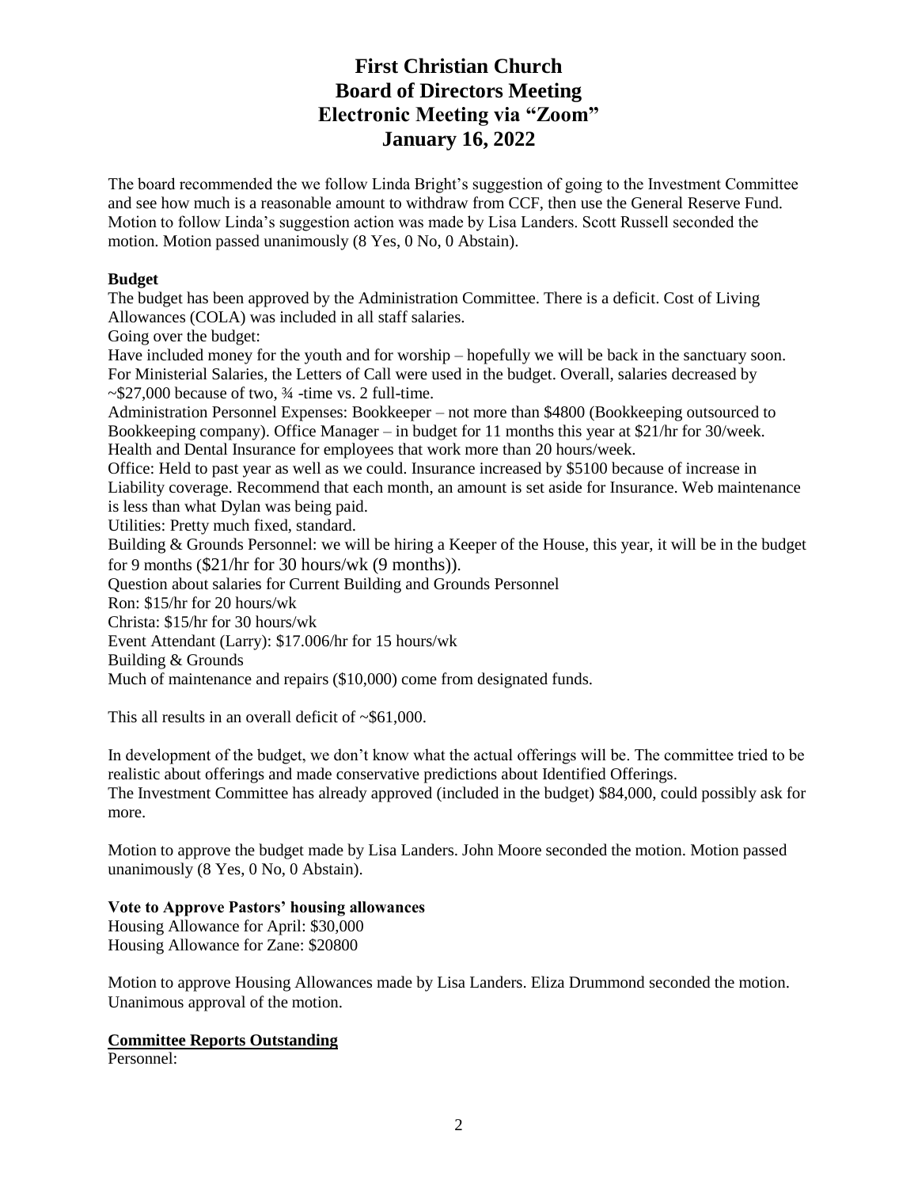# First Christian Church
# Board of Directors Meeting
# Electronic Meeting via "Zoom"
# January 16, 2022

The board recommended the we follow Linda Bright's suggestion of going to the Investment Committee and see how much is a reasonable amount to withdraw from CCF, then use the General Reserve Fund. Motion to follow Linda's suggestion action was made by Lisa Landers. Scott Russell seconded the motion. Motion passed unanimously (8 Yes, 0 No, 0 Abstain).

**Budget**

The budget has been approved by the Administration Committee. There is a deficit. Cost of Living Allowances (COLA) was included in all staff salaries.

Going over the budget:

Have included money for the youth and for worship – hopefully we will be back in the sanctuary soon.

For Ministerial Salaries, the Letters of Call were used in the budget. Overall, salaries decreased by ~$27,000 because of two, ¾ -time vs. 2 full-time.

Administration Personnel Expenses: Bookkeeper – not more than $4800 (Bookkeeping outsourced to Bookkeeping company). Office Manager – in budget for 11 months this year at $21/hr for 30/week. Health and Dental Insurance for employees that work more than 20 hours/week.

Office: Held to past year as well as we could. Insurance increased by $5100 because of increase in Liability coverage. Recommend that each month, an amount is set aside for Insurance. Web maintenance is less than what Dylan was being paid.

Utilities: Pretty much fixed, standard.

Building & Grounds Personnel: we will be hiring a Keeper of the House, this year, it will be in the budget for 9 months ($21/hr for 30 hours/wk (9 months)).

Question about salaries for Current Building and Grounds Personnel

Ron: $15/hr for 20 hours/wk

Christa: $15/hr for 30 hours/wk

Event Attendant (Larry): $17.006/hr for 15 hours/wk

Building & Grounds

Much of maintenance and repairs ($10,000) come from designated funds.

This all results in an overall deficit of ~$61,000.

In development of the budget, we don't know what the actual offerings will be. The committee tried to be realistic about offerings and made conservative predictions about Identified Offerings.

The Investment Committee has already approved (included in the budget) $84,000, could possibly ask for more.

Motion to approve the budget made by Lisa Landers. John Moore seconded the motion. Motion passed unanimously (8 Yes, 0 No, 0 Abstain).

**Vote to Approve Pastors' housing allowances**

Housing Allowance for April: $30,000

Housing Allowance for Zane: $20800

Motion to approve Housing Allowances made by Lisa Landers. Eliza Drummond seconded the motion. Unanimous approval of the motion.

**Committee Reports Outstanding**

Personnel: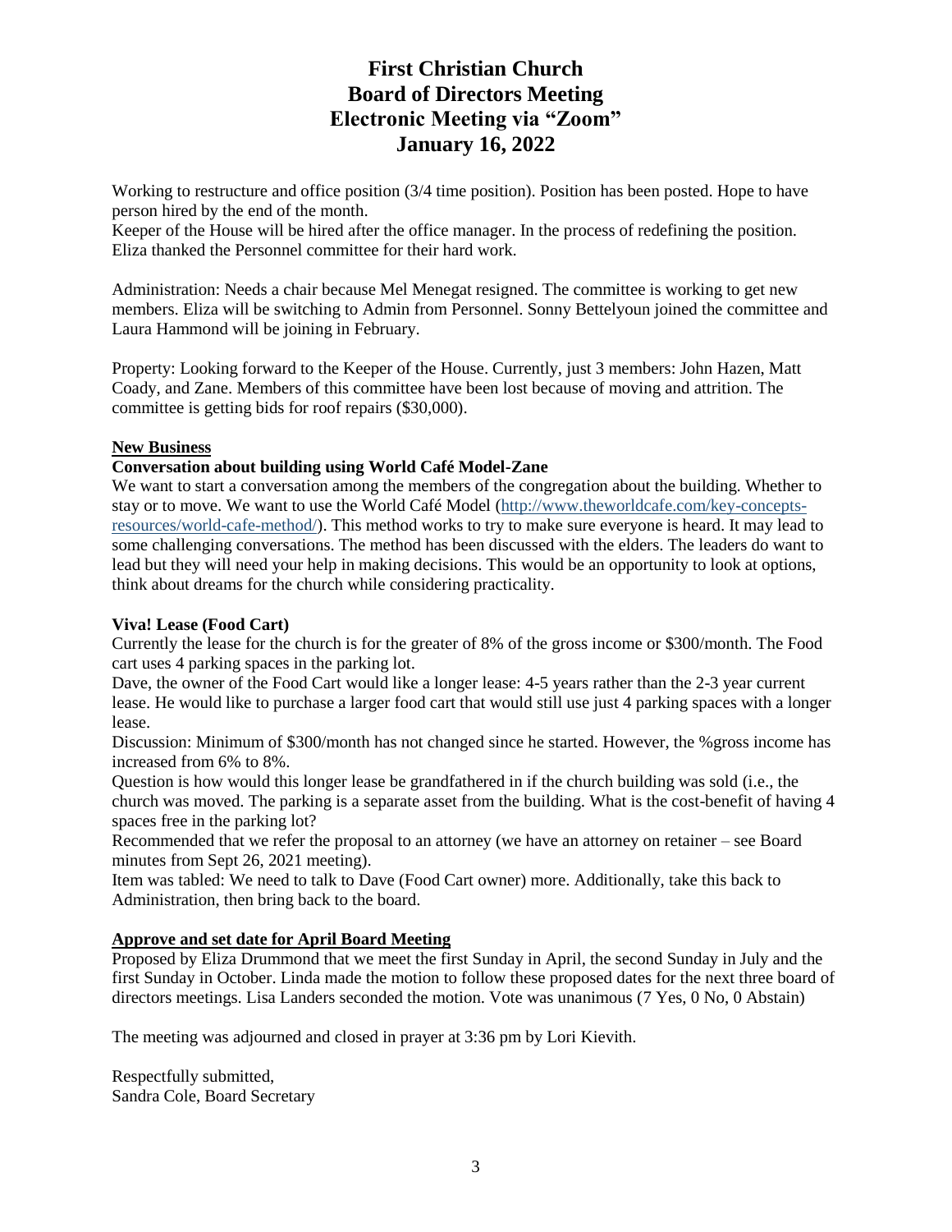# First Christian Church
# Board of Directors Meeting
# Electronic Meeting via "Zoom"
# January 16, 2022

Working to restructure and office position (3/4 time position). Position has been posted. Hope to have person hired by the end of the month.
Keeper of the House will be hired after the office manager. In the process of redefining the position.
Eliza thanked the Personnel committee for their hard work.

Administration: Needs a chair because Mel Menegat resigned. The committee is working to get new members. Eliza will be switching to Admin from Personnel. Sonny Bettelyoun joined the committee and Laura Hammond will be joining in February.

Property: Looking forward to the Keeper of the House. Currently, just 3 members: John Hazen, Matt Coady, and Zane. Members of this committee have been lost because of moving and attrition. The committee is getting bids for roof repairs ($30,000).

**New Business**

**Conversation about building using World Café Model-Zane**

We want to start a conversation among the members of the congregation about the building. Whether to stay or to move. We want to use the World Café Model (http://www.theworldcafe.com/key-concepts-resources/world-cafe-method/). This method works to try to make sure everyone is heard. It may lead to some challenging conversations. The method has been discussed with the elders. The leaders do want to lead but they will need your help in making decisions. This would be an opportunity to look at options, think about dreams for the church while considering practicality.

**Viva! Lease (Food Cart)**

Currently the lease for the church is for the greater of 8% of the gross income or $300/month. The Food cart uses 4 parking spaces in the parking lot.
Dave, the owner of the Food Cart would like a longer lease: 4-5 years rather than the 2-3 year current lease. He would like to purchase a larger food cart that would still use just 4 parking spaces with a longer lease.
Discussion: Minimum of $300/month has not changed since he started. However, the %gross income has increased from 6% to 8%.
Question is how would this longer lease be grandfathered in if the church building was sold (i.e., the church was moved. The parking is a separate asset from the building. What is the cost-benefit of having 4 spaces free in the parking lot?
Recommended that we refer the proposal to an attorney (we have an attorney on retainer – see Board minutes from Sept 26, 2021 meeting).
Item was tabled: We need to talk to Dave (Food Cart owner) more. Additionally, take this back to Administration, then bring back to the board.

**Approve and set date for April Board Meeting**

Proposed by Eliza Drummond that we meet the first Sunday in April, the second Sunday in July and the first Sunday in October. Linda made the motion to follow these proposed dates for the next three board of directors meetings. Lisa Landers seconded the motion. Vote was unanimous (7 Yes, 0 No, 0 Abstain)

The meeting was adjourned and closed in prayer at 3:36 pm by Lori Kievith.

Respectfully submitted,
Sandra Cole, Board Secretary